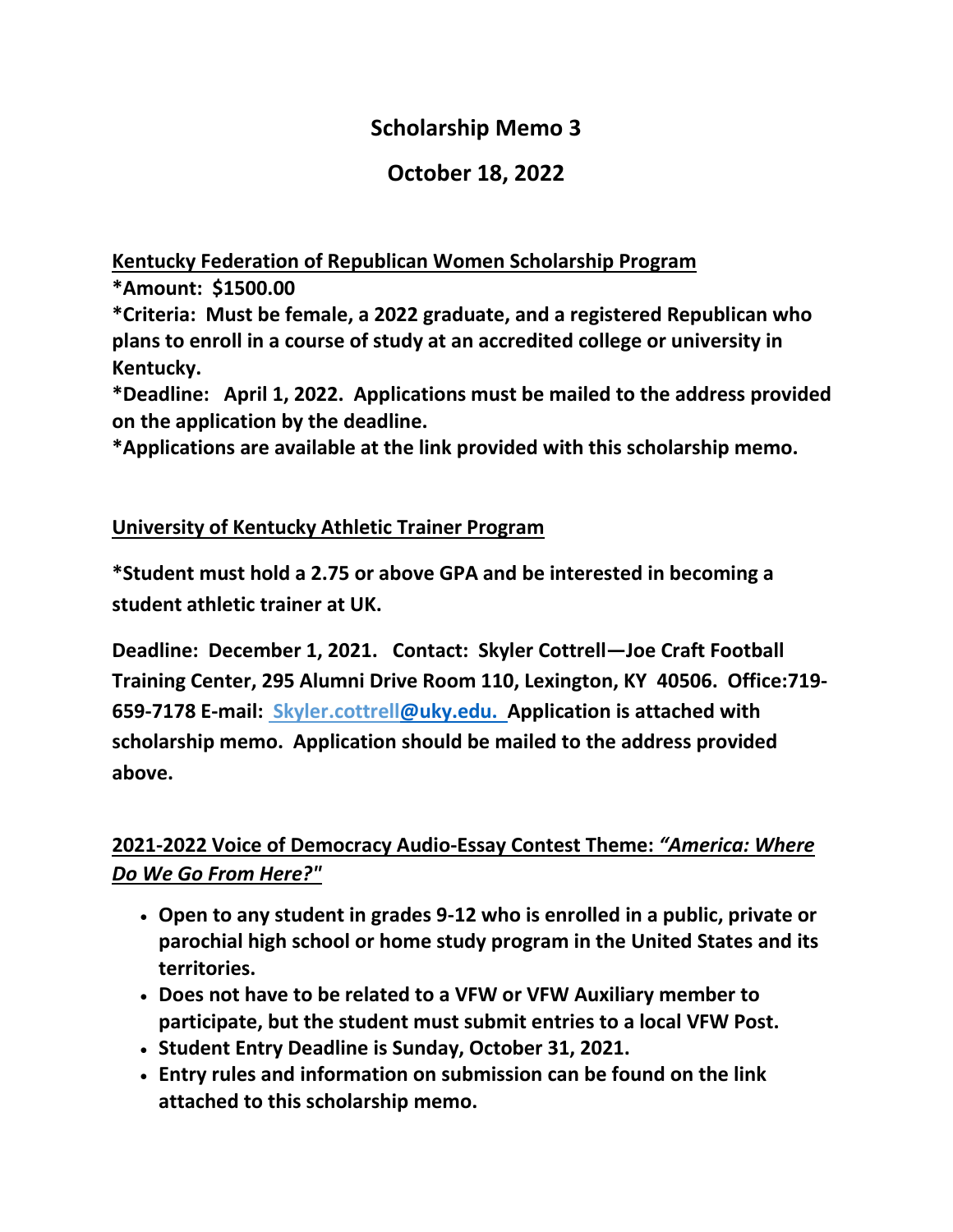# Scholarship Memo 3

## October 18, 2022

**Kentucky Federation of Republican Women Scholarship Program**

***Amount: $1500.00**

***Criteria: Must be female, a 2022 graduate, and a registered Republican who plans to enroll in a course of study at an accredited college or university in Kentucky.**

***Deadline: April 1, 2022. Applications must be mailed to the address provided on the application by the deadline.**

***Applications are available at the link provided with this scholarship memo.**

**University of Kentucky Athletic Trainer Program**

***Student must hold a 2.75 or above GPA and be interested in becoming a student athletic trainer at UK.**

**Deadline: December 1, 2021. Contact: Skyler Cottrell—Joe Craft Football Training Center, 295 Alumni Drive Room 110, Lexington, KY 40506. Office:719-659-7178 E-mail: Skyler.cottrell@uky.edu. Application is attached with scholarship memo. Application should be mailed to the address provided above.**

**2021-2022 Voice of Democracy Audio-Essay Contest Theme: *"America: Where Do We Go From Here?"***

- **Open to any student in grades 9-12 who is enrolled in a public, private or parochial high school or home study program in the United States and its territories.**
- **Does not have to be related to a VFW or VFW Auxiliary member to participate, but the student must submit entries to a local VFW Post.**
- **Student Entry Deadline is Sunday, October 31, 2021.**
- **Entry rules and information on submission can be found on the link attached to this scholarship memo.**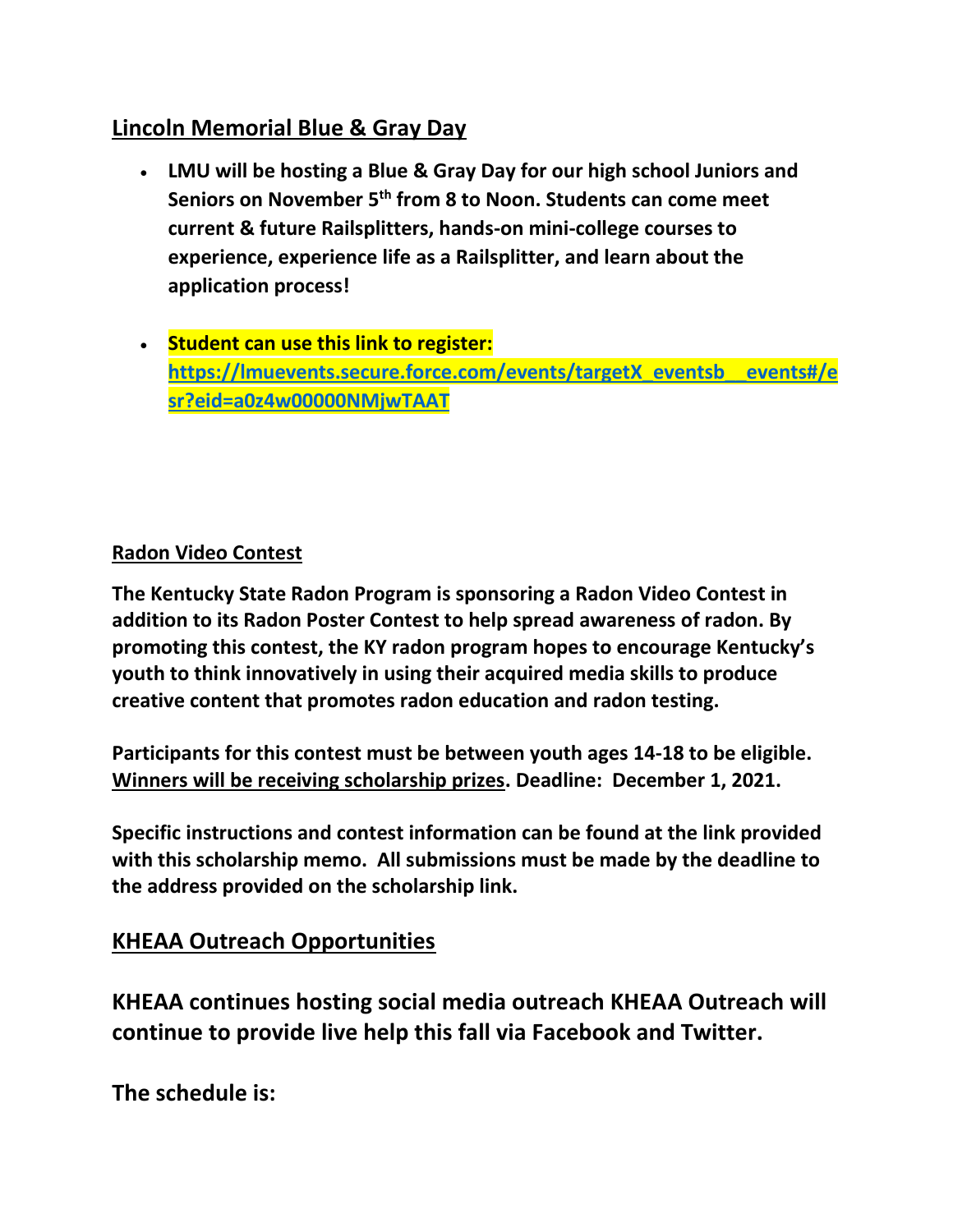## Lincoln Memorial Blue & Gray Day

- **LMU will be hosting a Blue & Gray Day for our high school Juniors and Seniors on November 5th from 8 to Noon. Students can come meet current & future Railsplitters, hands-on mini-college courses to experience, experience life as a Railsplitter, and learn about the application process!**
- **Student can use this link to register: [https://lmuevents.secure.force.com/events/targetX_eventsb__events#/esr?eid=a0z4w00000NMjwTAAT](https://lmuevents.secure.force.com/events/targetX_eventsb__events#/esr?eid=a0z4w00000NMjwTAAT)**

### Radon Video Contest

**The Kentucky State Radon Program is sponsoring a Radon Video Contest in addition to its Radon Poster Contest to help spread awareness of radon. By promoting this contest, the KY radon program hopes to encourage Kentucky's youth to think innovatively in using their acquired media skills to produce creative content that promotes radon education and radon testing.**

**Participants for this contest must be between youth ages 14-18 to be eligible. Winners will be receiving scholarship prizes. Deadline: December 1, 2021.**

**Specific instructions and contest information can be found at the link provided with this scholarship memo. All submissions must be made by the deadline to the address provided on the scholarship link.**

## KHEAA Outreach Opportunities

**KHEAA continues hosting social media outreach KHEAA Outreach will continue to provide live help this fall via Facebook and Twitter.**

**The schedule is:**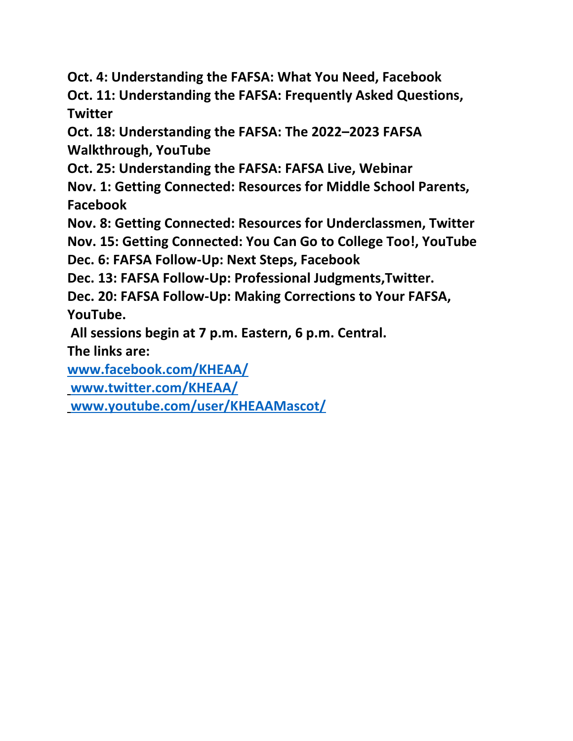**Oct. 4: Understanding the FAFSA: What You Need, Facebook**

**Oct. 11: Understanding the FAFSA: Frequently Asked Questions, Twitter**

**Oct. 18: Understanding the FAFSA: The 2022–2023 FAFSA Walkthrough, YouTube**

**Oct. 25: Understanding the FAFSA: FAFSA Live, Webinar**

**Nov. 1: Getting Connected: Resources for Middle School Parents, Facebook**

**Nov. 8: Getting Connected: Resources for Underclassmen, Twitter**

**Nov. 15: Getting Connected: You Can Go to College Too!, YouTube**

**Dec. 6: FAFSA Follow-Up: Next Steps, Facebook**

**Dec. 13: FAFSA Follow-Up: Professional Judgments,Twitter.**

**Dec. 20: FAFSA Follow-Up: Making Corrections to Your FAFSA, YouTube.**

**All sessions begin at 7 p.m. Eastern, 6 p.m. Central.**

**The links are:**

**www.facebook.com/KHEAA/**

**www.twitter.com/KHEAA/**

**www.youtube.com/user/KHEAAMascot/**